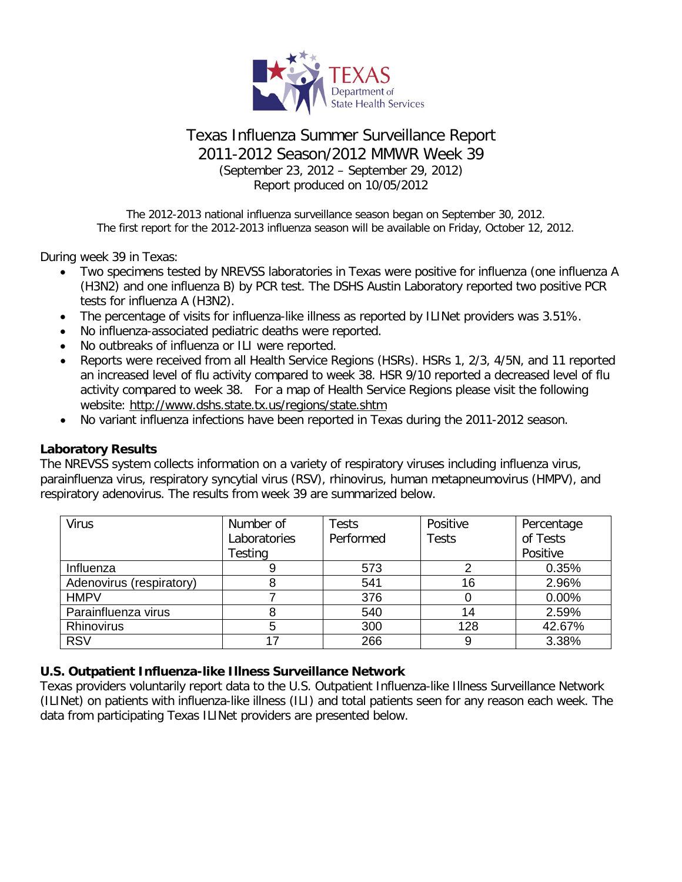# Texas Influenza Summer Surveillance Report
## 2011-2012 Season/2012 MMWR Week 39

(September 23, 2012 – September 29, 2012)
Report produced on 10/05/2012

The 2012-2013 national influenza surveillance season began on September 30, 2012.
The first report for the 2012-2013 influenza season will be available on Friday, October 12, 2012.

During week 39 in Texas:

- Two specimens tested by NREVSS laboratories in Texas were positive for influenza (one influenza A (H3N2) and one influenza B) by PCR test. The DSHS Austin Laboratory reported two positive PCR tests for influenza A (H3N2).
- The percentage of visits for influenza-like illness as reported by ILINet providers was 3.51%.
- No influenza-associated pediatric deaths were reported.
- No outbreaks of influenza or ILI were reported.
- Reports were received from all Health Service Regions (HSRs). HSRs 1, 2/3, 4/5N, and 11 reported an increased level of flu activity compared to week 38. HSR 9/10 reported a decreased level of flu activity compared to week 38. For a map of Health Service Regions please visit the following website: http://www.dshs.state.tx.us/regions/state.shtm
- No variant influenza infections have been reported in Texas during the 2011-2012 season.

### Laboratory Results

The NREVSS system collects information on a variety of respiratory viruses including influenza virus, parainfluenza virus, respiratory syncytial virus (RSV), rhinovirus, human metapneumovirus (HMPV), and respiratory adenovirus. The results from week 39 are summarized below.

| Virus | Number of Laboratories Testing | Tests Performed | Positive Tests | Percentage of Tests Positive |
|---|---|---|---|---|
| Influenza | 9 | 573 | 2 | 0.35% |
| Adenovirus (respiratory) | 8 | 541 | 16 | 2.96% |
| HMPV | 7 | 376 | 0 | 0.00% |
| Parainfluenza virus | 8 | 540 | 14 | 2.59% |
| Rhinovirus | 5 | 300 | 128 | 42.67% |
| RSV | 17 | 266 | 9 | 3.38% |

### U.S. Outpatient Influenza-like Illness Surveillance Network

Texas providers voluntarily report data to the U.S. Outpatient Influenza-like Illness Surveillance Network (ILINet) on patients with influenza-like illness (ILI) and total patients seen for any reason each week. The data from participating Texas ILINet providers are presented below.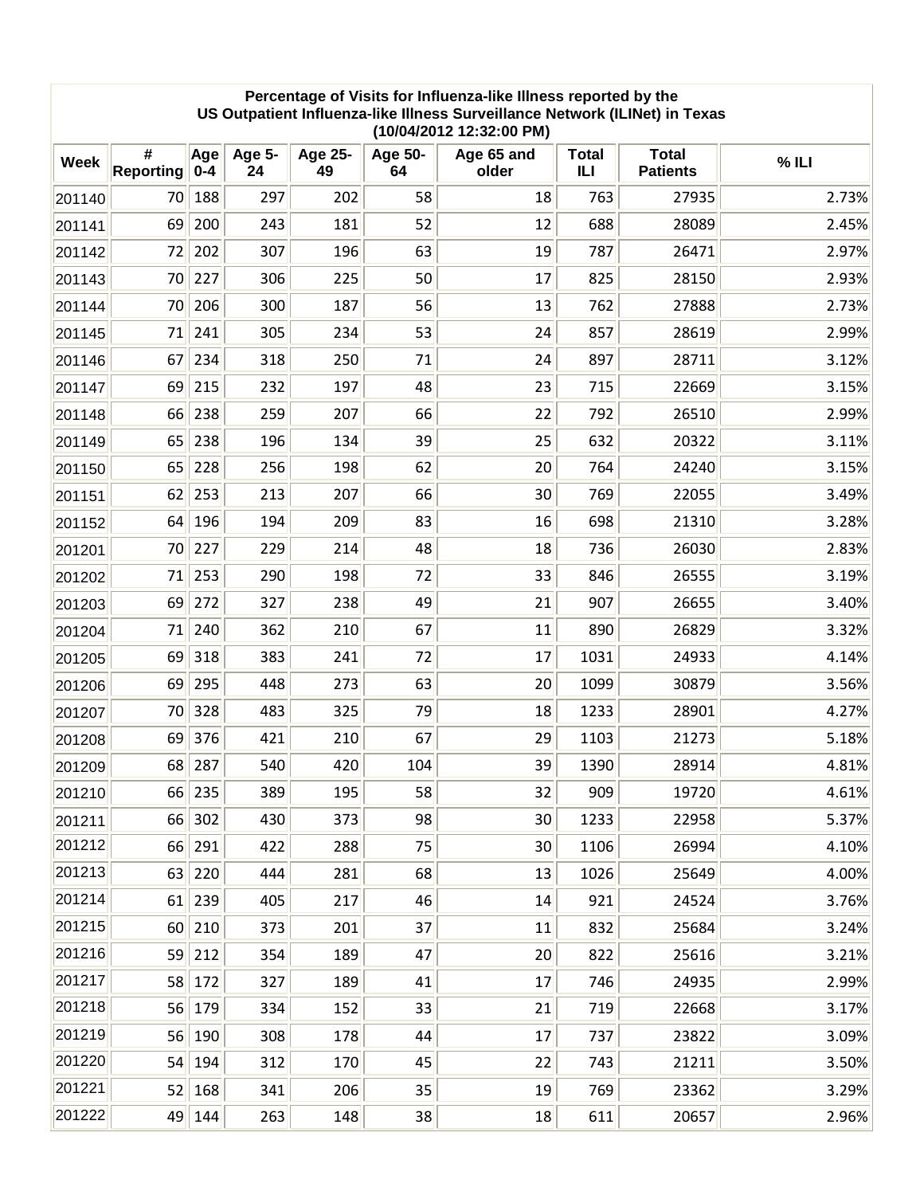**Percentage of Visits for Influenza-like Illness reported by the US Outpatient Influenza-like Illness Surveillance Network (ILINet) in Texas (10/04/2012 12:32:00 PM)**

| Week | # Reporting | Age 0-4 | Age 5-24 | Age 25-49 | Age 50-64 | Age 65 and older | Total ILI | Total Patients | % ILI |
|---|---|---|---|---|---|---|---|---|---|
| 201140 | 70 | 188 | 297 | 202 | 58 | 18 | 763 | 27935 | 2.73% |
| 201141 | 69 | 200 | 243 | 181 | 52 | 12 | 688 | 28089 | 2.45% |
| 201142 | 72 | 202 | 307 | 196 | 63 | 19 | 787 | 26471 | 2.97% |
| 201143 | 70 | 227 | 306 | 225 | 50 | 17 | 825 | 28150 | 2.93% |
| 201144 | 70 | 206 | 300 | 187 | 56 | 13 | 762 | 27888 | 2.73% |
| 201145 | 71 | 241 | 305 | 234 | 53 | 24 | 857 | 28619 | 2.99% |
| 201146 | 67 | 234 | 318 | 250 | 71 | 24 | 897 | 28711 | 3.12% |
| 201147 | 69 | 215 | 232 | 197 | 48 | 23 | 715 | 22669 | 3.15% |
| 201148 | 66 | 238 | 259 | 207 | 66 | 22 | 792 | 26510 | 2.99% |
| 201149 | 65 | 238 | 196 | 134 | 39 | 25 | 632 | 20322 | 3.11% |
| 201150 | 65 | 228 | 256 | 198 | 62 | 20 | 764 | 24240 | 3.15% |
| 201151 | 62 | 253 | 213 | 207 | 66 | 30 | 769 | 22055 | 3.49% |
| 201152 | 64 | 196 | 194 | 209 | 83 | 16 | 698 | 21310 | 3.28% |
| 201201 | 70 | 227 | 229 | 214 | 48 | 18 | 736 | 26030 | 2.83% |
| 201202 | 71 | 253 | 290 | 198 | 72 | 33 | 846 | 26555 | 3.19% |
| 201203 | 69 | 272 | 327 | 238 | 49 | 21 | 907 | 26655 | 3.40% |
| 201204 | 71 | 240 | 362 | 210 | 67 | 11 | 890 | 26829 | 3.32% |
| 201205 | 69 | 318 | 383 | 241 | 72 | 17 | 1031 | 24933 | 4.14% |
| 201206 | 69 | 295 | 448 | 273 | 63 | 20 | 1099 | 30879 | 3.56% |
| 201207 | 70 | 328 | 483 | 325 | 79 | 18 | 1233 | 28901 | 4.27% |
| 201208 | 69 | 376 | 421 | 210 | 67 | 29 | 1103 | 21273 | 5.18% |
| 201209 | 68 | 287 | 540 | 420 | 104 | 39 | 1390 | 28914 | 4.81% |
| 201210 | 66 | 235 | 389 | 195 | 58 | 32 | 909 | 19720 | 4.61% |
| 201211 | 66 | 302 | 430 | 373 | 98 | 30 | 1233 | 22958 | 5.37% |
| 201212 | 66 | 291 | 422 | 288 | 75 | 30 | 1106 | 26994 | 4.10% |
| 201213 | 63 | 220 | 444 | 281 | 68 | 13 | 1026 | 25649 | 4.00% |
| 201214 | 61 | 239 | 405 | 217 | 46 | 14 | 921 | 24524 | 3.76% |
| 201215 | 60 | 210 | 373 | 201 | 37 | 11 | 832 | 25684 | 3.24% |
| 201216 | 59 | 212 | 354 | 189 | 47 | 20 | 822 | 25616 | 3.21% |
| 201217 | 58 | 172 | 327 | 189 | 41 | 17 | 746 | 24935 | 2.99% |
| 201218 | 56 | 179 | 334 | 152 | 33 | 21 | 719 | 22668 | 3.17% |
| 201219 | 56 | 190 | 308 | 178 | 44 | 17 | 737 | 23822 | 3.09% |
| 201220 | 54 | 194 | 312 | 170 | 45 | 22 | 743 | 21211 | 3.50% |
| 201221 | 52 | 168 | 341 | 206 | 35 | 19 | 769 | 23362 | 3.29% |
| 201222 | 49 | 144 | 263 | 148 | 38 | 18 | 611 | 20657 | 2.96% |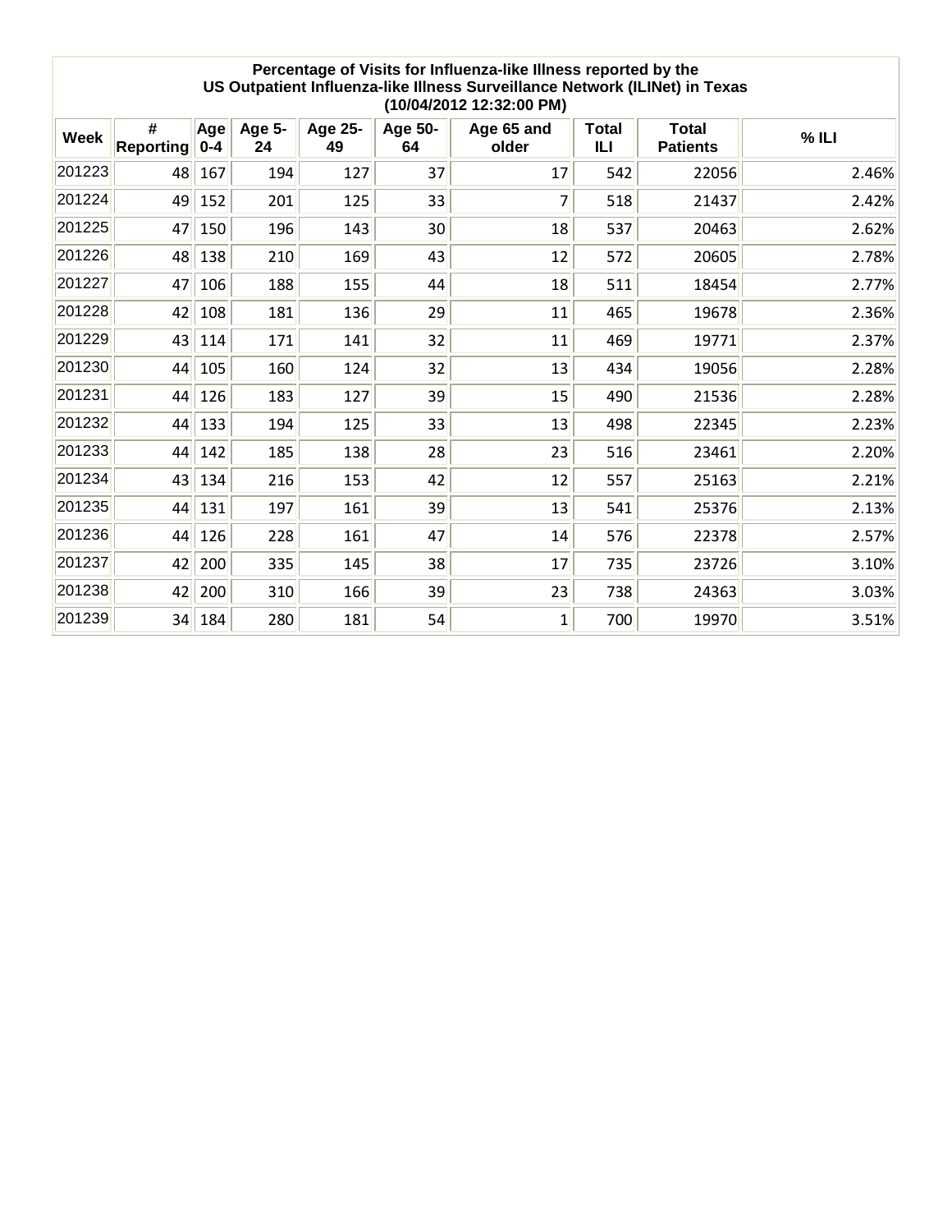**Percentage of Visits for Influenza-like Illness reported by the US Outpatient Influenza-like Illness Surveillance Network (ILINet) in Texas (10/04/2012 12:32:00 PM)**

| Week | # Reporting | Age 0-4 | Age 5-24 | Age 25-49 | Age 50-64 | Age 65 and older | Total ILI | Total Patients | % ILI |
|---|---|---|---|---|---|---|---|---|---|
| 201223 | 48 | 167 | 194 | 127 | 37 | 17 | 542 | 22056 | 2.46% |
| 201224 | 49 | 152 | 201 | 125 | 33 | 7 | 518 | 21437 | 2.42% |
| 201225 | 47 | 150 | 196 | 143 | 30 | 18 | 537 | 20463 | 2.62% |
| 201226 | 48 | 138 | 210 | 169 | 43 | 12 | 572 | 20605 | 2.78% |
| 201227 | 47 | 106 | 188 | 155 | 44 | 18 | 511 | 18454 | 2.77% |
| 201228 | 42 | 108 | 181 | 136 | 29 | 11 | 465 | 19678 | 2.36% |
| 201229 | 43 | 114 | 171 | 141 | 32 | 11 | 469 | 19771 | 2.37% |
| 201230 | 44 | 105 | 160 | 124 | 32 | 13 | 434 | 19056 | 2.28% |
| 201231 | 44 | 126 | 183 | 127 | 39 | 15 | 490 | 21536 | 2.28% |
| 201232 | 44 | 133 | 194 | 125 | 33 | 13 | 498 | 22345 | 2.23% |
| 201233 | 44 | 142 | 185 | 138 | 28 | 23 | 516 | 23461 | 2.20% |
| 201234 | 43 | 134 | 216 | 153 | 42 | 12 | 557 | 25163 | 2.21% |
| 201235 | 44 | 131 | 197 | 161 | 39 | 13 | 541 | 25376 | 2.13% |
| 201236 | 44 | 126 | 228 | 161 | 47 | 14 | 576 | 22378 | 2.57% |
| 201237 | 42 | 200 | 335 | 145 | 38 | 17 | 735 | 23726 | 3.10% |
| 201238 | 42 | 200 | 310 | 166 | 39 | 23 | 738 | 24363 | 3.03% |
| 201239 | 34 | 184 | 280 | 181 | 54 | 1 | 700 | 19970 | 3.51% |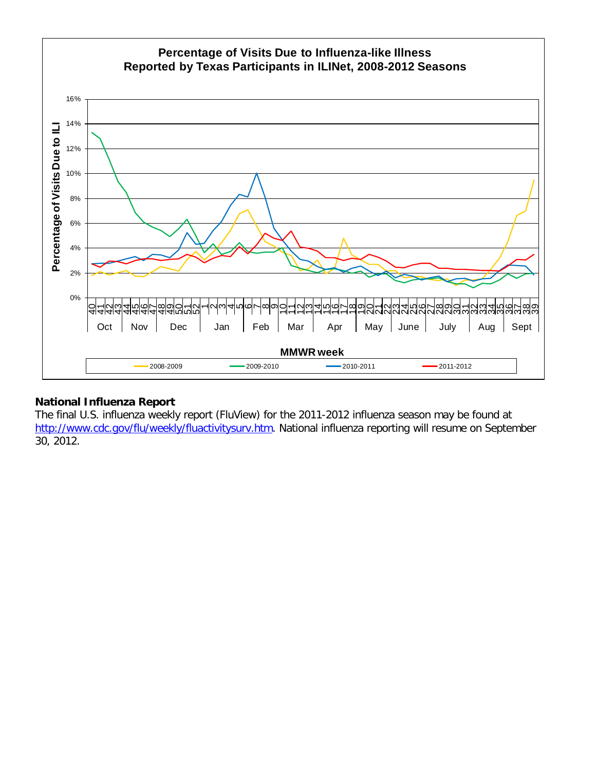**Percentage of Visits Due to Influenza-like Illness**
**Reported by Texas Participants in ILINet, 2008-2012 Seasons**

**National Influenza Report**

The final U.S. influenza weekly report (FluView) for the 2011-2012 influenza season may be found at http://www.cdc.gov/flu/weekly/fluactivitysurv.htm. National influenza reporting will resume on September 30, 2012.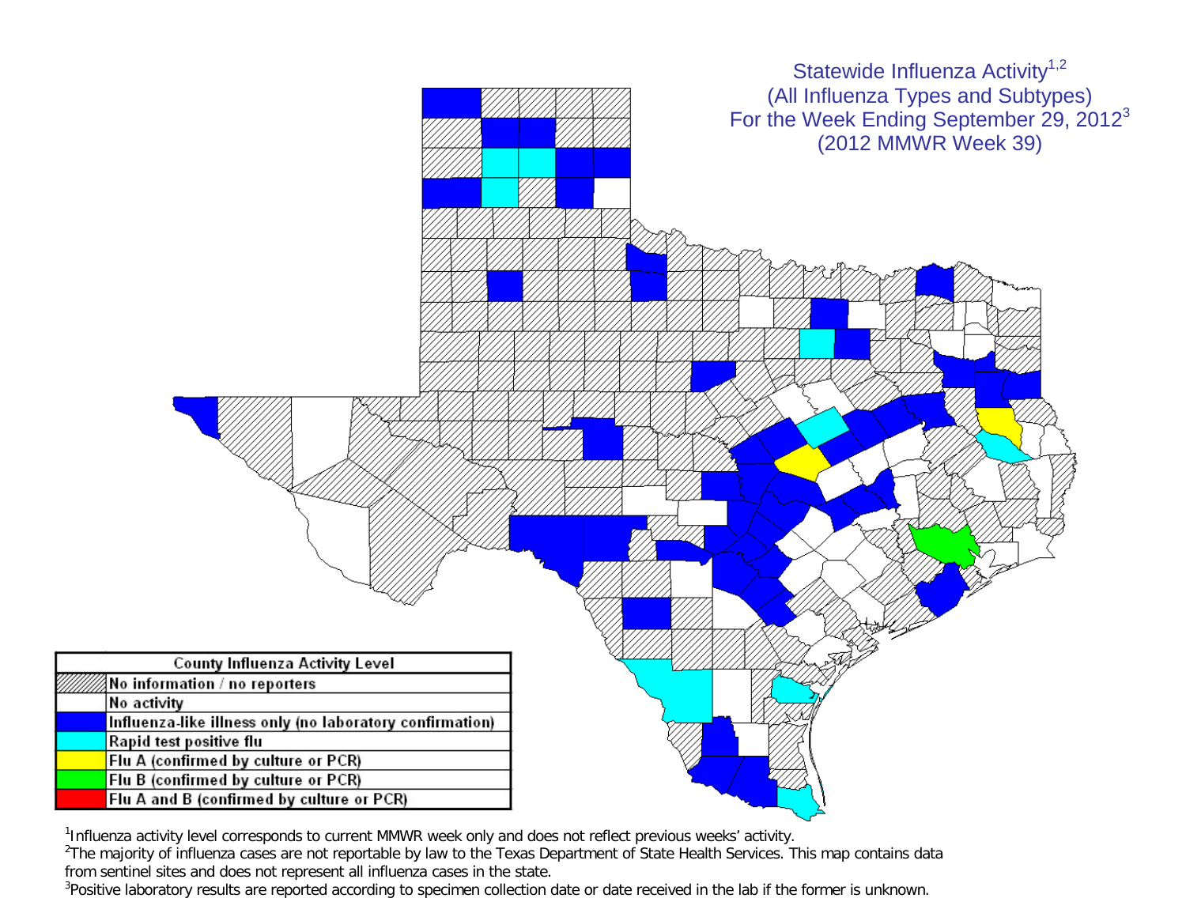Statewide Influenza Activity[1,2]
(All Influenza Types and Subtypes)
For the Week Ending September 29, 2012[3]
(2012 MMWR Week 39)

County Influenza Activity Level

No information / no reporters

No activity

Influenza-like illness only (no laboratory confirmation)

Rapid test positive flu

Flu A (confirmed by culture or PCR)

Flu B (confirmed by culture or PCR)

Flu A and B (confirmed by culture or PCR)

[1]Influenza activity level corresponds to current MMWR week only and does not reflect previous weeks' activity.
[2]The majority of influenza cases are not reportable by law to the Texas Department of State Health Services. This map contains data from sentinel sites and does not represent all influenza cases in the state.
[3]Positive laboratory results are reported according to specimen collection date or date received in the lab if the former is unknown.